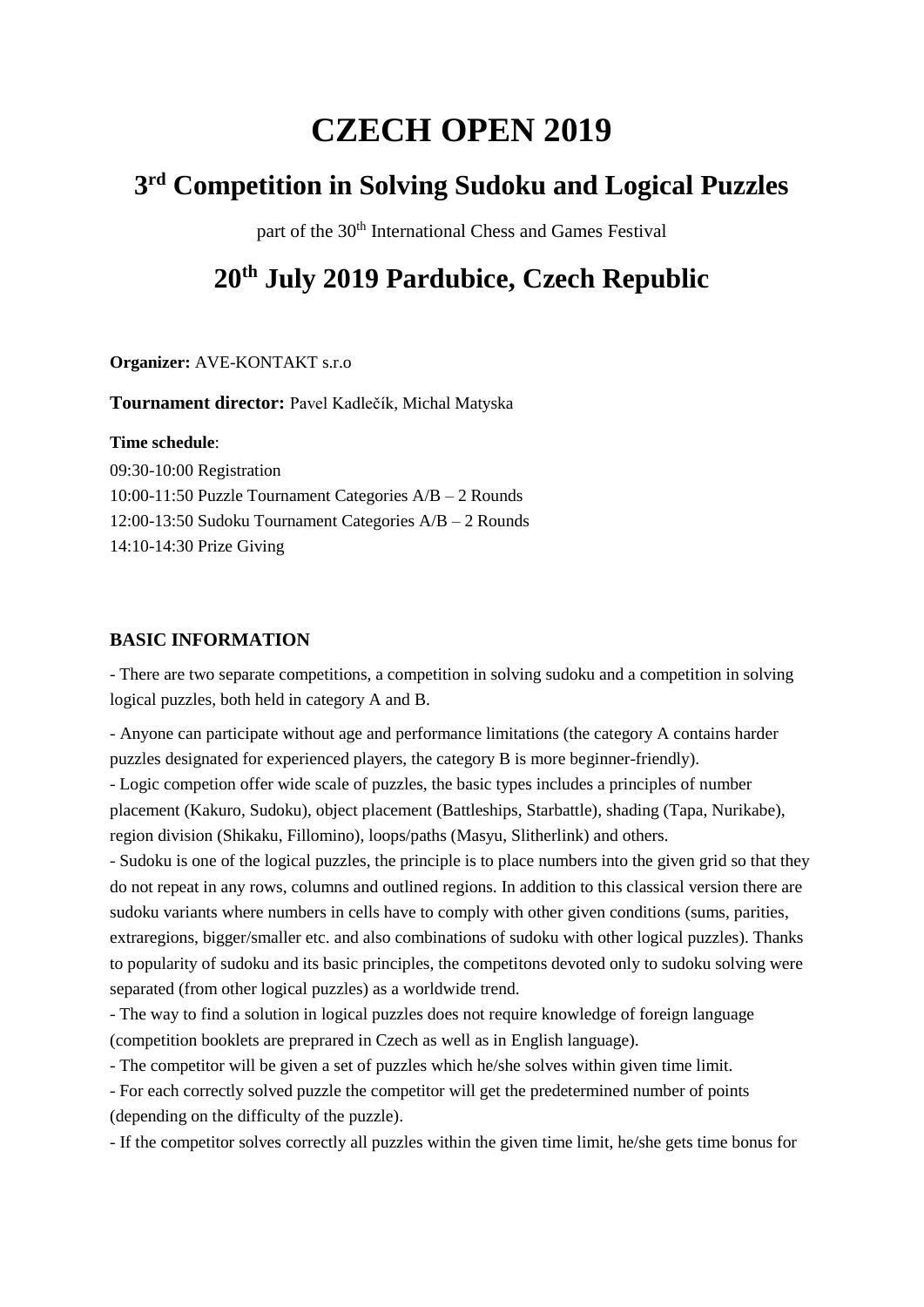# CZECH OPEN 2019

## 3rd Competition in Solving Sudoku and Logical Puzzles

part of the 30th International Chess and Games Festival

## 20th July 2019 Pardubice, Czech Republic

**Organizer:** AVE-KONTAKT s.r.o

**Tournament director:** Pavel Kadlečík, Michal Matyska

**Time schedule**:
09:30-10:00 Registration
10:00-11:50 Puzzle Tournament Categories A/B – 2 Rounds
12:00-13:50 Sudoku Tournament Categories A/B – 2 Rounds
14:10-14:30 Prize Giving

### BASIC INFORMATION

- There are two separate competitions, a competition in solving sudoku and a competition in solving logical puzzles, both held in category A and B.

- Anyone can participate without age and performance limitations (the category A contains harder puzzles designated for experienced players, the category B is more beginner-friendly).
- Logic competion offer wide scale of puzzles, the basic types includes a principles of number placement (Kakuro, Sudoku), object placement (Battleships, Starbattle), shading (Tapa, Nurikabe), region division (Shikaku, Fillomino), loops/paths (Masyu, Slitherlink) and others.
- Sudoku is one of the logical puzzles, the principle is to place numbers into the given grid so that they do not repeat in any rows, columns and outlined regions. In addition to this classical version there are sudoku variants where numbers in cells have to comply with other given conditions (sums, parities, extraregions, bigger/smaller etc. and also combinations of sudoku with other logical puzzles). Thanks to popularity of sudoku and its basic principles, the competitons devoted only to sudoku solving were separated (from other logical puzzles) as a worldwide trend.
- The way to find a solution in logical puzzles does not require knowledge of foreign language (competition booklets are preprared in Czech as well as in English language).
- The competitor will be given a set of puzzles which he/she solves within given time limit.
- For each correctly solved puzzle the competitor will get the predetermined number of points (depending on the difficulty of the puzzle).
- If the competitor solves correctly all puzzles within the given time limit, he/she gets time bonus for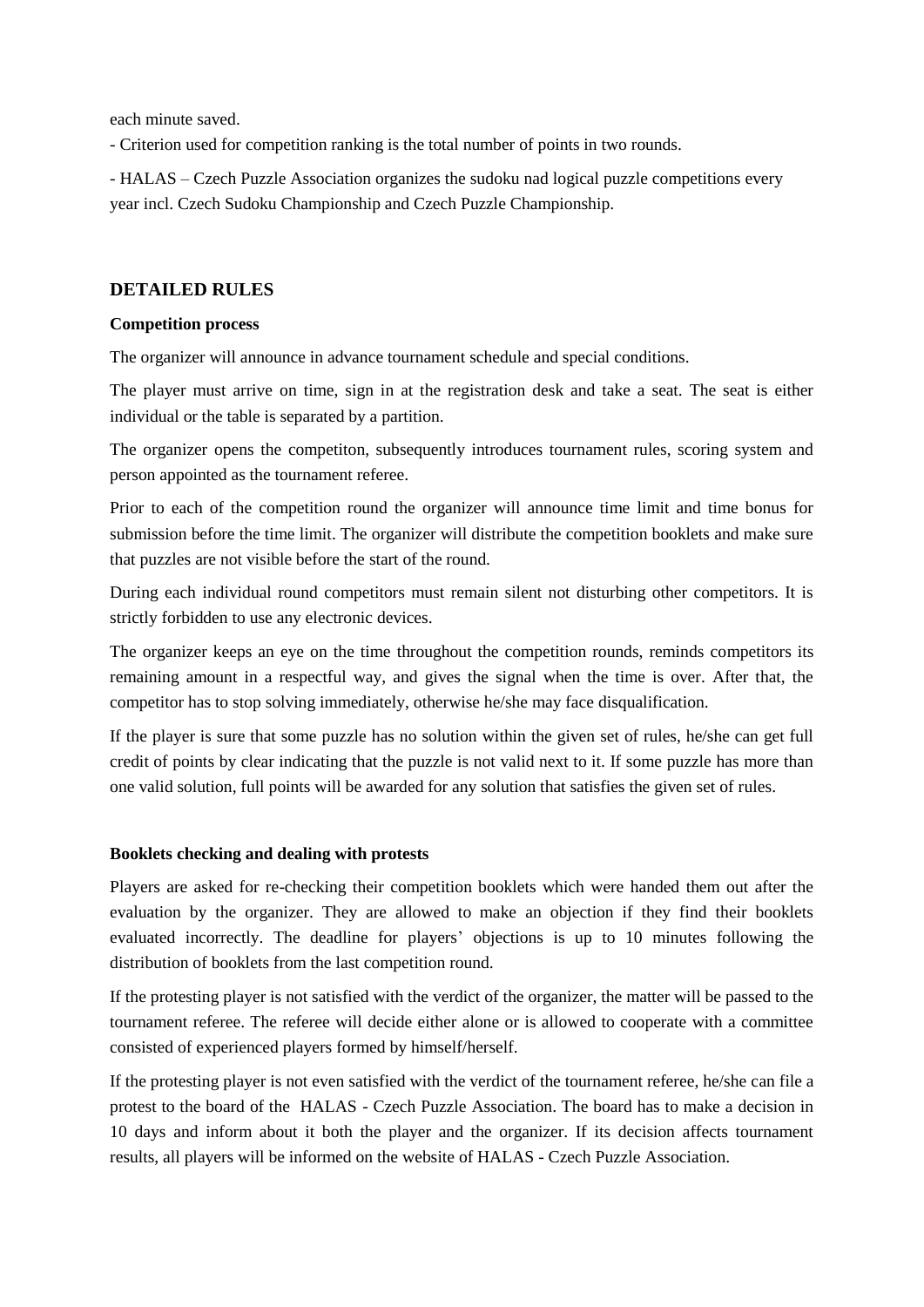each minute saved.

- Criterion used for competition ranking is the total number of points in two rounds.

- HALAS – Czech Puzzle Association organizes the sudoku nad logical puzzle competitions every year incl. Czech Sudoku Championship and Czech Puzzle Championship.

## DETAILED RULES

### Competition process

The organizer will announce in advance tournament schedule and special conditions.

The player must arrive on time, sign in at the registration desk and take a seat. The seat is either individual or the table is separated by a partition.

The organizer opens the competiton, subsequently introduces tournament rules, scoring system and person appointed as the tournament referee.

Prior to each of the competition round the organizer will announce time limit and time bonus for submission before the time limit. The organizer will distribute the competition booklets and make sure that puzzles are not visible before the start of the round.

During each individual round competitors must remain silent not disturbing other competitors. It is strictly forbidden to use any electronic devices.

The organizer keeps an eye on the time throughout the competition rounds, reminds competitors its remaining amount in a respectful way, and gives the signal when the time is over. After that, the competitor has to stop solving immediately, otherwise he/she may face disqualification.

If the player is sure that some puzzle has no solution within the given set of rules, he/she can get full credit of points by clear indicating that the puzzle is not valid next to it. If some puzzle has more than one valid solution, full points will be awarded for any solution that satisfies the given set of rules.

### Booklets checking and dealing with protests

Players are asked for re-checking their competition booklets which were handed them out after the evaluation by the organizer. They are allowed to make an objection if they find their booklets evaluated incorrectly. The deadline for players' objections is up to 10 minutes following the distribution of booklets from the last competition round.

If the protesting player is not satisfied with the verdict of the organizer, the matter will be passed to the tournament referee. The referee will decide either alone or is allowed to cooperate with a committee consisted of experienced players formed by himself/herself.

If the protesting player is not even satisfied with the verdict of the tournament referee, he/she can file a protest to the board of the HALAS - Czech Puzzle Association. The board has to make a decision in 10 days and inform about it both the player and the organizer. If its decision affects tournament results, all players will be informed on the website of HALAS - Czech Puzzle Association.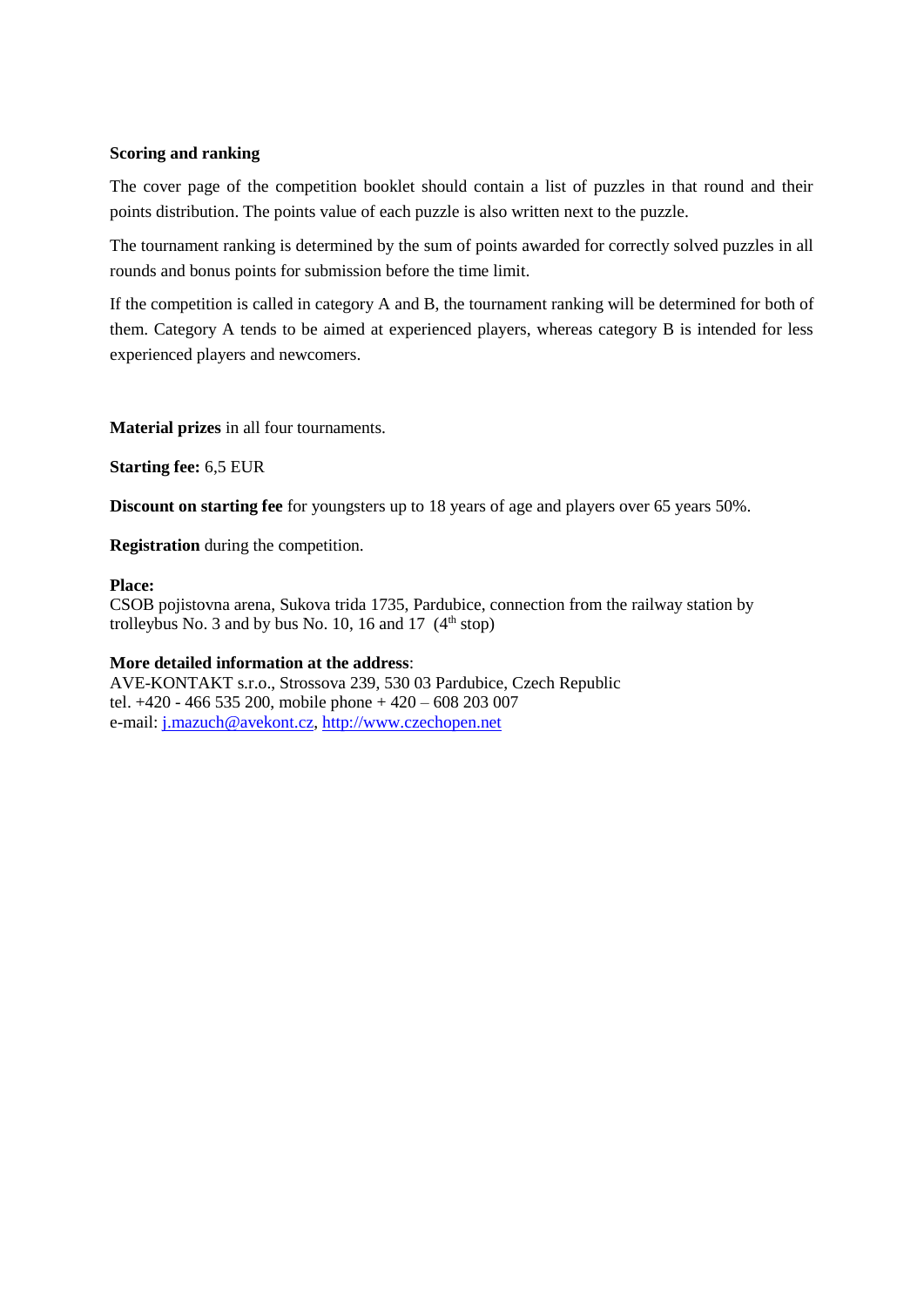**Scoring and ranking**

The cover page of the competition booklet should contain a list of puzzles in that round and their points distribution. The points value of each puzzle is also written next to the puzzle.

The tournament ranking is determined by the sum of points awarded for correctly solved puzzles in all rounds and bonus points for submission before the time limit.

If the competition is called in category A and B, the tournament ranking will be determined for both of them. Category A tends to be aimed at experienced players, whereas category B is intended for less experienced players and newcomers.

**Material prizes** in all four tournaments.

**Starting fee:** 6,5 EUR

**Discount on starting fee** for youngsters up to 18 years of age and players over 65 years 50%.

**Registration** during the competition.

**Place:**
CSOB pojistovna arena, Sukova trida 1735, Pardubice, connection from the railway station by trolleybus No. 3 and by bus No. 10, 16 and 17 (4th stop)

**More detailed information at the address**:
AVE-KONTAKT s.r.o., Strossova 239, 530 03 Pardubice, Czech Republic
tel. +420 - 466 535 200, mobile phone + 420 – 608 203 007
e-mail: j.mazuch@avekont.cz, http://www.czechopen.net